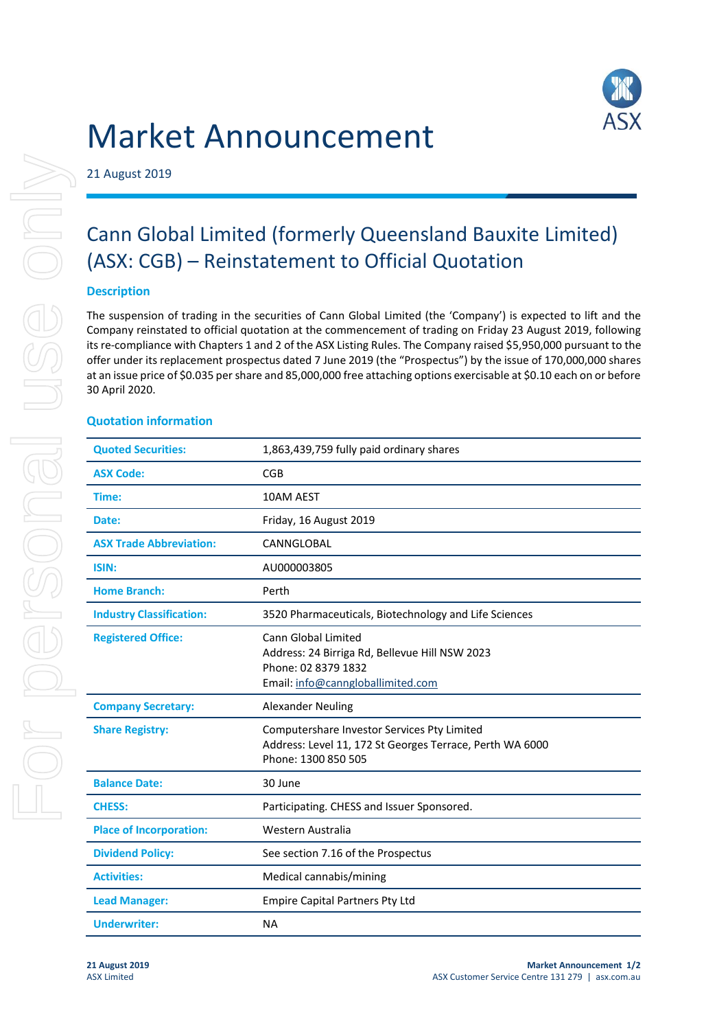# Market Announcement

21 August 2019

## Cann Global Limited (formerly Queensland Bauxite Limited) (ASX: CGB) – Reinstatement to Official Quotation

### Description

The suspension of trading in the securities of Cann Global Limited (the 'Company') is expected to lift and the Company reinstated to official quotation at the commencement of trading on Friday 23 August 2019, following its re-compliance with Chapters 1 and 2 of the ASX Listing Rules. The Company raised $5,950,000 pursuant to the offer under its replacement prospectus dated 7 June 2019 (the "Prospectus") by the issue of 170,000,000 shares at an issue price of $0.035 per share and 85,000,000 free attaching options exercisable at $0.10 each on or before 30 April 2020.

### Quotation information

| | |
|---|---|
| **Quoted Securities:** | 1,863,439,759 fully paid ordinary shares |
| **ASX Code:** | CGB |
| **Time:** | 10AM AEST |
| **Date:** | Friday, 16 August 2019 |
| **ASX Trade Abbreviation:** | CANNGLOBAL |
| **ISIN:** | AU000003805 |
| **Home Branch:** | Perth |
| **Industry Classification:** | 3520 Pharmaceuticals, Biotechnology and Life Sciences |
| **Registered Office:** | Cann Global Limited<br>Address: 24 Birriga Rd, Bellevue Hill NSW 2023<br>Phone: 02 8379 1832<br>Email: info@cannglobalimited.com |
| **Company Secretary:** | Alexander Neuling |
| **Share Registry:** | Computershare Investor Services Pty Limited<br>Address: Level 11, 172 St Georges Terrace, Perth WA 6000<br>Phone: 1300 850 505 |
| **Balance Date:** | 30 June |
| **CHESS:** | Participating. CHESS and Issuer Sponsored. |
| **Place of Incorporation:** | Western Australia |
| **Dividend Policy:** | See section 7.16 of the Prospectus |
| **Activities:** | Medical cannabis/mining |
| **Lead Manager:** | Empire Capital Partners Pty Ltd |
| **Underwriter:** | NA |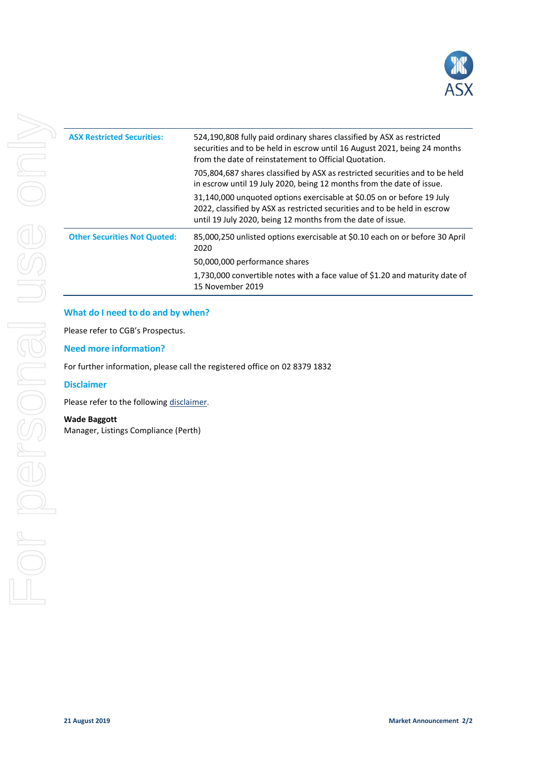| | |
|---|---|
| **ASX Restricted Securities:** | 524,190,808 fully paid ordinary shares classified by ASX as restricted securities and to be held in escrow until 16 August 2021, being 24 months from the date of reinstatement to Official Quotation.<br>705,804,687 shares classified by ASX as restricted securities and to be held in escrow until 19 July 2020, being 12 months from the date of issue.<br>31,140,000 unquoted options exercisable at \$0.05 on or before 19 July 2022, classified by ASX as restricted securities and to be held in escrow until 19 July 2020, being 12 months from the date of issue. |
| **Other Securities Not Quoted:** | 85,000,250 unlisted options exercisable at \$0.10 each on or before 30 April 2020<br>50,000,000 performance shares<br>1,730,000 convertible notes with a face value of \$1.20 and maturity date of 15 November 2019 |

## What do I need to do and by when?

Please refer to CGB's Prospectus.

## Need more information?

For further information, please call the registered office on 02 8379 1832

## Disclaimer

Please refer to the following disclaimer.

**Wade Baggott**
Manager, Listings Compliance (Perth)

21 August 2019